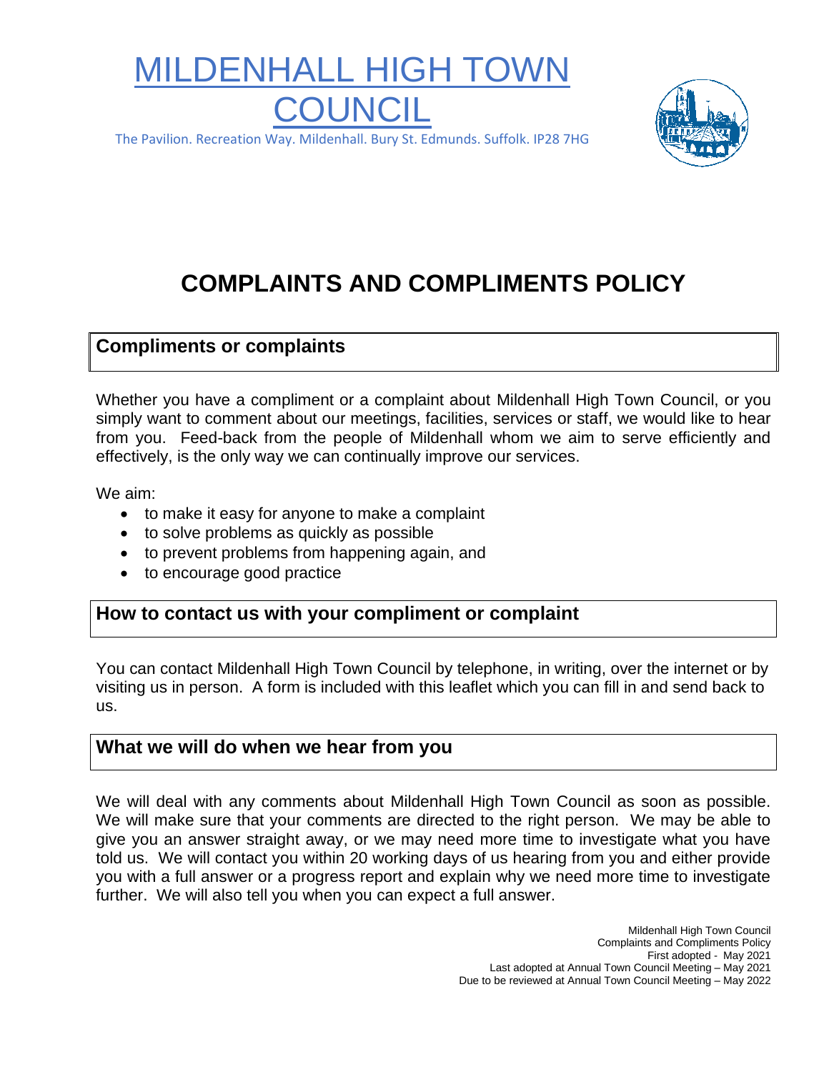# MILDENHALL HIGH TOWN COUNCIL

The Pavilion. Recreation Way. Mildenhall. Bury St. Edmunds. Suffolk. IP28 7HG

# COMPLAINTS AND COMPLIMENTS POLICY

## Compliments or complaints

Whether you have a compliment or a complaint about Mildenhall High Town Council, or you simply want to comment about our meetings, facilities, services or staff, we would like to hear from you. Feed-back from the people of Mildenhall whom we aim to serve efficiently and effectively, is the only way we can continually improve our services.

We aim:

- to make it easy for anyone to make a complaint
- to solve problems as quickly as possible
- to prevent problems from happening again, and
- to encourage good practice

## How to contact us with your compliment or complaint

You can contact Mildenhall High Town Council by telephone, in writing, over the internet or by visiting us in person. A form is included with this leaflet which you can fill in and send back to us.

## What we will do when we hear from you

We will deal with any comments about Mildenhall High Town Council as soon as possible. We will make sure that your comments are directed to the right person. We may be able to give you an answer straight away, or we may need more time to investigate what you have told us. We will contact you within 20 working days of us hearing from you and either provide you with a full answer or a progress report and explain why we need more time to investigate further. We will also tell you when you can expect a full answer.

Mildenhall High Town Council
Complaints and Compliments Policy
First adopted - May 2021
Last adopted at Annual Town Council Meeting – May 2021
Due to be reviewed at Annual Town Council Meeting – May 2022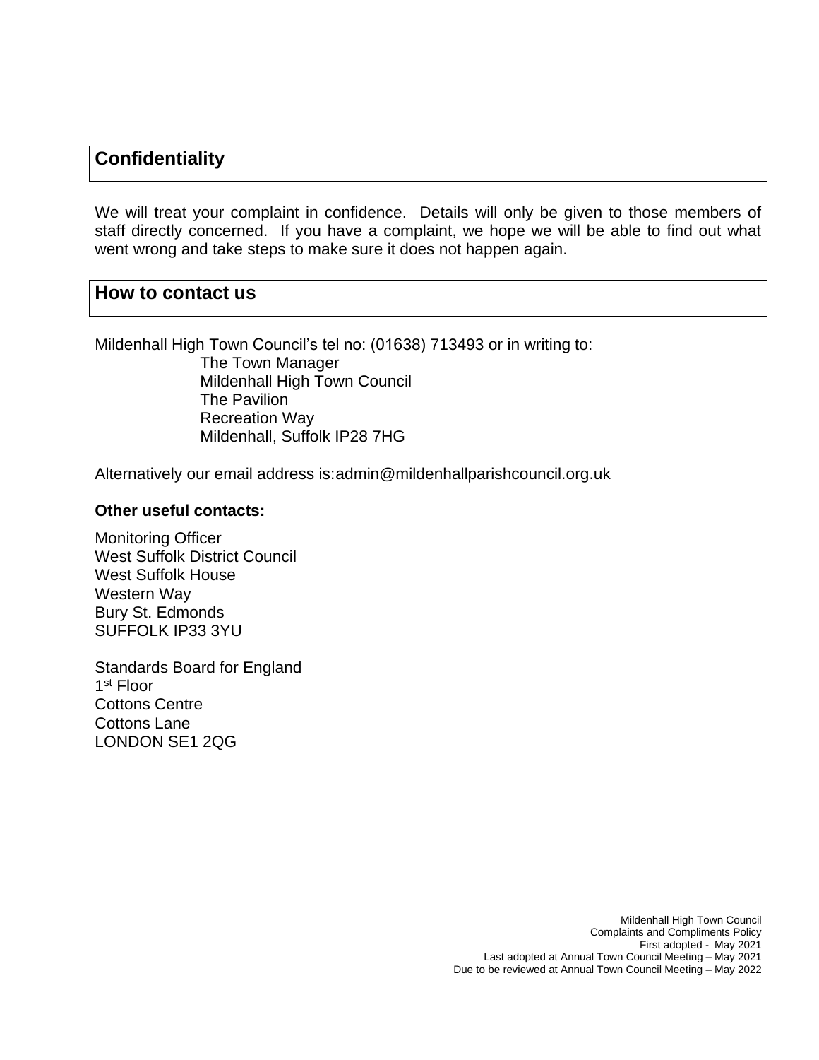## Confidentiality

We will treat your complaint in confidence. Details will only be given to those members of staff directly concerned. If you have a complaint, we hope we will be able to find out what went wrong and take steps to make sure it does not happen again.

## How to contact us

Mildenhall High Town Council's tel no: (01638) 713493 or in writing to:

The Town Manager
Mildenhall High Town Council
The Pavilion
Recreation Way
Mildenhall, Suffolk IP28 7HG

Alternatively our email address is:admin@mildenhallparishcouncil.org.uk

**Other useful contacts:**

Monitoring Officer
West Suffolk District Council
West Suffolk House
Western Way
Bury St. Edmonds
SUFFOLK IP33 3YU

Standards Board for England
1st Floor
Cottons Centre
Cottons Lane
LONDON SE1 2QG

Mildenhall High Town Council
Complaints and Compliments Policy
First adopted - May 2021
Last adopted at Annual Town Council Meeting – May 2021
Due to be reviewed at Annual Town Council Meeting – May 2022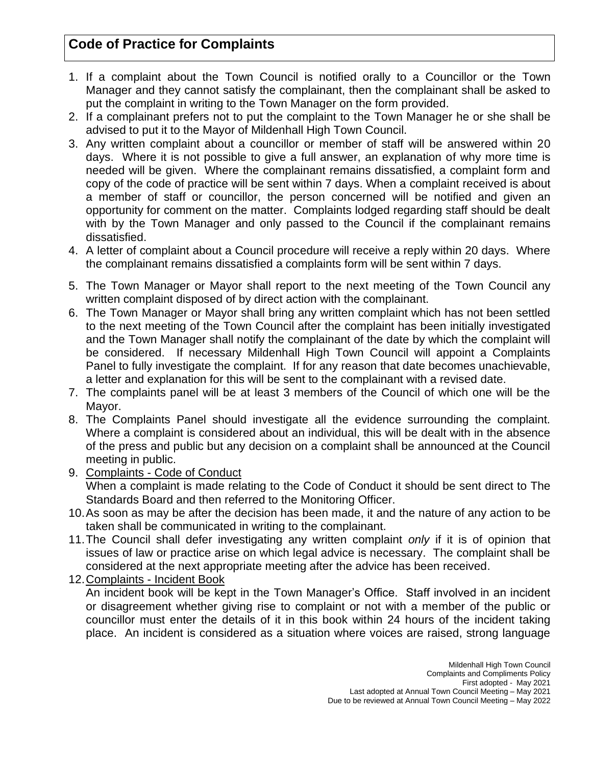## Code of Practice for Complaints

1. If a complaint about the Town Council is notified orally to a Councillor or the Town Manager and they cannot satisfy the complainant, then the complainant shall be asked to put the complaint in writing to the Town Manager on the form provided.
2. If a complainant prefers not to put the complaint to the Town Manager he or she shall be advised to put it to the Mayor of Mildenhall High Town Council.
3. Any written complaint about a councillor or member of staff will be answered within 20 days. Where it is not possible to give a full answer, an explanation of why more time is needed will be given. Where the complainant remains dissatisfied, a complaint form and copy of the code of practice will be sent within 7 days. When a complaint received is about a member of staff or councillor, the person concerned will be notified and given an opportunity for comment on the matter. Complaints lodged regarding staff should be dealt with by the Town Manager and only passed to the Council if the complainant remains dissatisfied.
4. A letter of complaint about a Council procedure will receive a reply within 20 days. Where the complainant remains dissatisfied a complaints form will be sent within 7 days.
5. The Town Manager or Mayor shall report to the next meeting of the Town Council any written complaint disposed of by direct action with the complainant.
6. The Town Manager or Mayor shall bring any written complaint which has not been settled to the next meeting of the Town Council after the complaint has been initially investigated and the Town Manager shall notify the complainant of the date by which the complaint will be considered. If necessary Mildenhall High Town Council will appoint a Complaints Panel to fully investigate the complaint. If for any reason that date becomes unachievable, a letter and explanation for this will be sent to the complainant with a revised date.
7. The complaints panel will be at least 3 members of the Council of which one will be the Mayor.
8. The Complaints Panel should investigate all the evidence surrounding the complaint. Where a complaint is considered about an individual, this will be dealt with in the absence of the press and public but any decision on a complaint shall be announced at the Council meeting in public.
9. Complaints - Code of Conduct
   When a complaint is made relating to the Code of Conduct it should be sent direct to The Standards Board and then referred to the Monitoring Officer.
10. As soon as may be after the decision has been made, it and the nature of any action to be taken shall be communicated in writing to the complainant.
11. The Council shall defer investigating any written complaint *only* if it is of opinion that issues of law or practice arise on which legal advice is necessary. The complaint shall be considered at the next appropriate meeting after the advice has been received.
12. Complaints - Incident Book
    An incident book will be kept in the Town Manager's Office. Staff involved in an incident or disagreement whether giving rise to complaint or not with a member of the public or councillor must enter the details of it in this book within 24 hours of the incident taking place. An incident is considered as a situation where voices are raised, strong language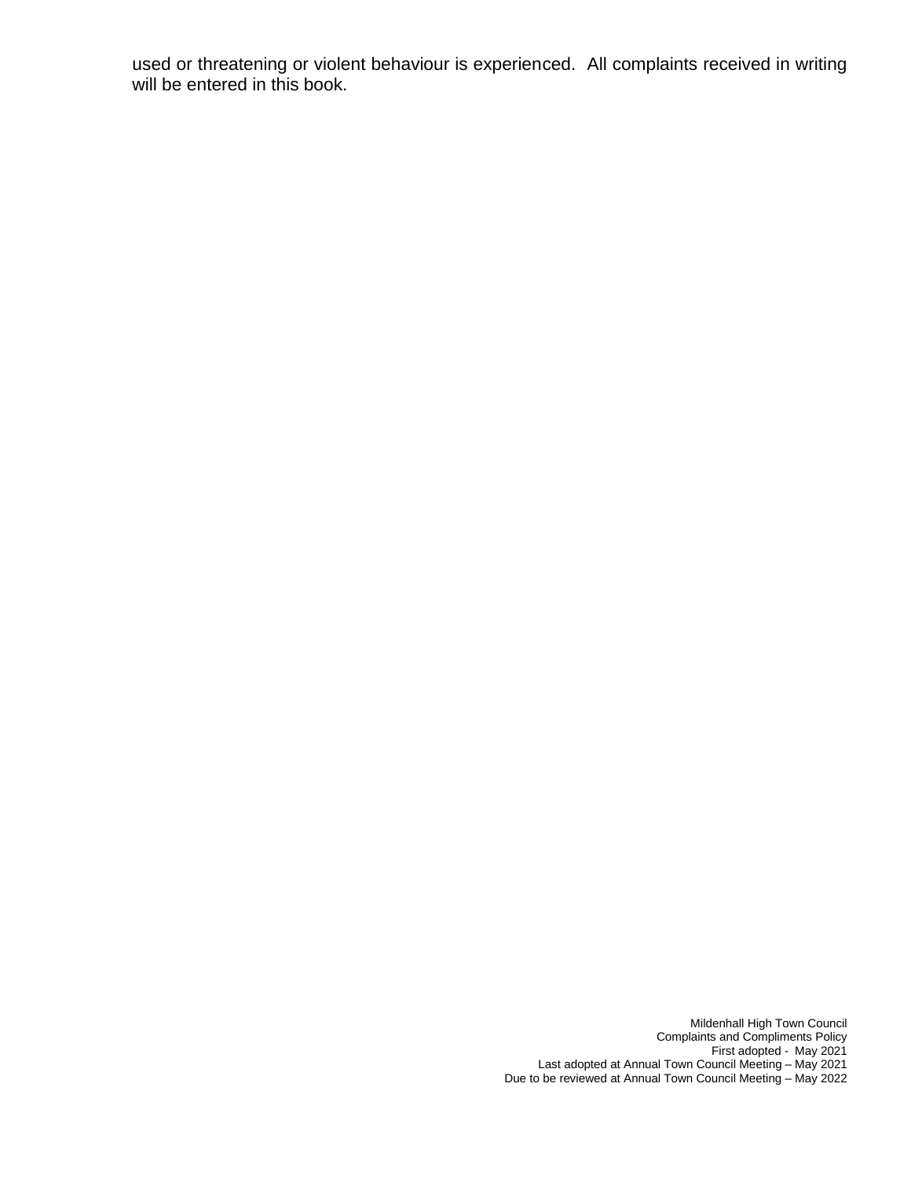used or threatening or violent behaviour is experienced. All complaints received in writing will be entered in this book.

Mildenhall High Town Council
Complaints and Compliments Policy
First adopted - May 2021
Last adopted at Annual Town Council Meeting – May 2021
Due to be reviewed at Annual Town Council Meeting – May 2022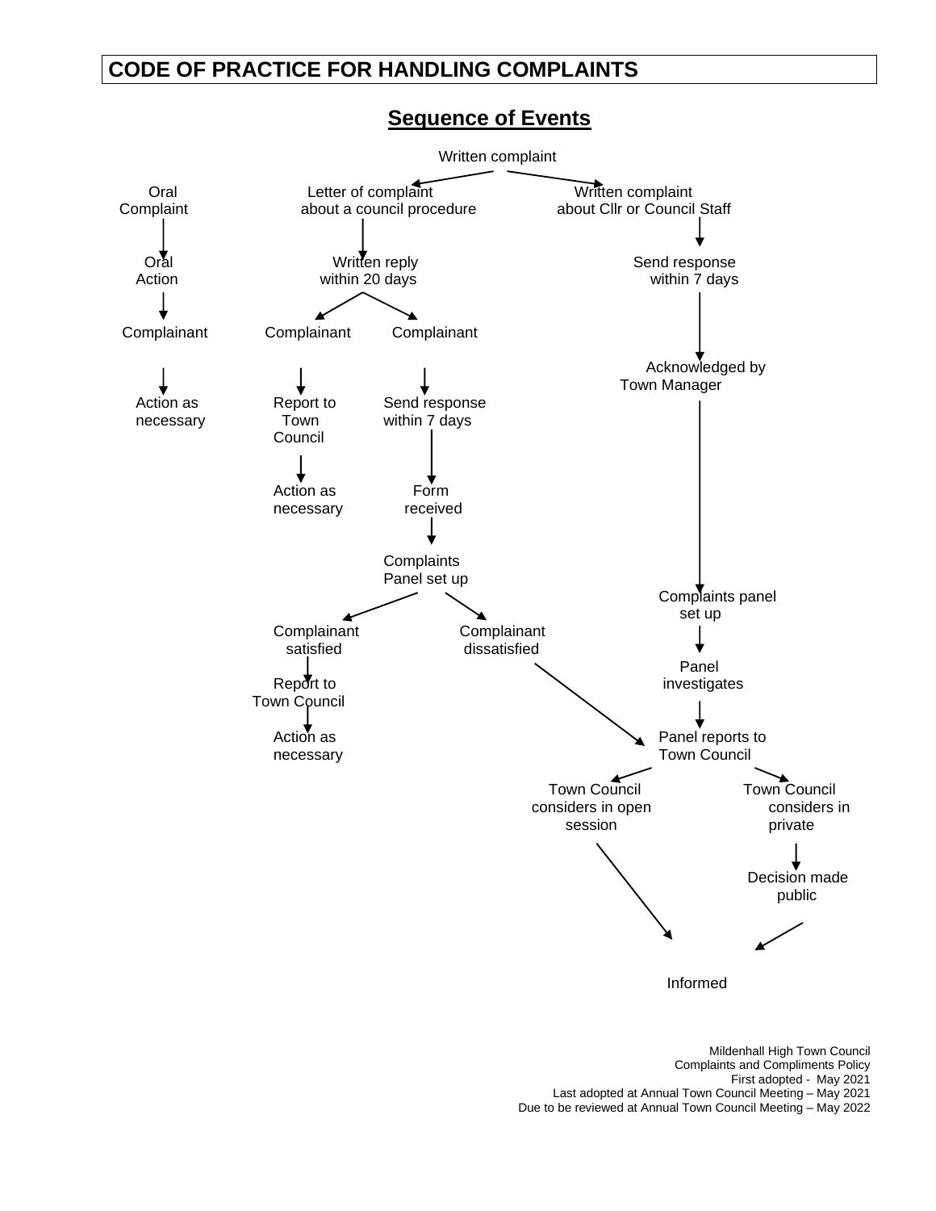# CODE OF PRACTICE FOR HANDLING COMPLAINTS

## Sequence of Events

Written complaint

**Oral Complaint**
- Oral Action
- Complainant
- Action as necessary

**Letter of complaint about a council procedure**
- Written reply within 20 days
  - Complainant
    - Report to Town Council
    - Action as necessary
  - Complainant
    - Send response within 7 days
    - Form received
    - Complaints Panel set up
      - Complainant satisfied
        - Report to Town Council
        - Action as necessary
      - Complainant dissatisfied
        - Panel reports to Town Council

**Written complaint about Cllr or Council Staff**
- Send response within 7 days
- Acknowledged by Town Manager
- Complaints panel set up
- Panel investigates
- Panel reports to Town Council
  - Town Council considers in open session
    - Informed
  - Town Council considers in private
    - Decision made public
    - Informed

Mildenhall High Town Council
Complaints and Compliments Policy
First adopted - May 2021
Last adopted at Annual Town Council Meeting – May 2021
Due to be reviewed at Annual Town Council Meeting – May 2022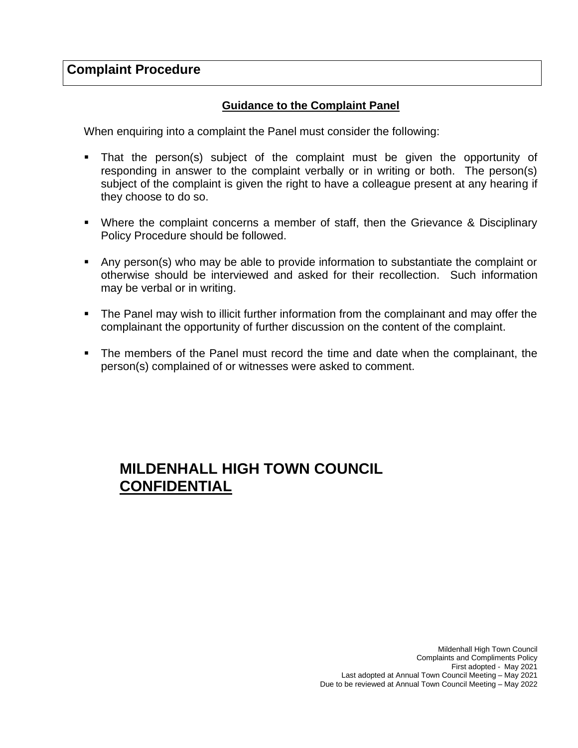## Complaint Procedure

**Guidance to the Complaint Panel**

When enquiring into a complaint the Panel must consider the following:

- That the person(s) subject of the complaint must be given the opportunity of responding in answer to the complaint verbally or in writing or both. The person(s) subject of the complaint is given the right to have a colleague present at any hearing if they choose to do so.
- Where the complaint concerns a member of staff, then the Grievance & Disciplinary Policy Procedure should be followed.
- Any person(s) who may be able to provide information to substantiate the complaint or otherwise should be interviewed and asked for their recollection. Such information may be verbal or in writing.
- The Panel may wish to illicit further information from the complainant and may offer the complainant the opportunity of further discussion on the content of the complaint.
- The members of the Panel must record the time and date when the complainant, the person(s) complained of or witnesses were asked to comment.

**MILDENHALL HIGH TOWN COUNCIL**
**CONFIDENTIAL**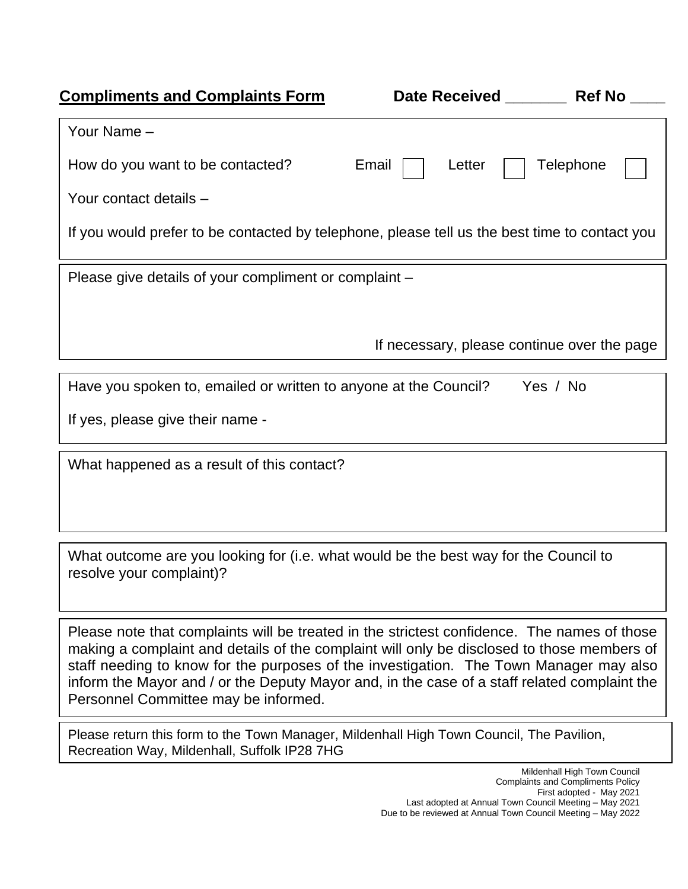**Compliments and Complaints Form** **Date Received _______ Ref No ____**

Your Name –

How do you want to be contacted? Email ☐ Letter ☐ Telephone ☐

Your contact details –

If you would prefer to be contacted by telephone, please tell us the best time to contact you

Please give details of your compliment or complaint –

If necessary, please continue over the page

Have you spoken to, emailed or written to anyone at the Council? Yes / No

If yes, please give their name -

What happened as a result of this contact?

What outcome are you looking for (i.e. what would be the best way for the Council to resolve your complaint)?

Please note that complaints will be treated in the strictest confidence. The names of those making a complaint and details of the complaint will only be disclosed to those members of staff needing to know for the purposes of the investigation. The Town Manager may also inform the Mayor and / or the Deputy Mayor and, in the case of a staff related complaint the Personnel Committee may be informed.

Please return this form to the Town Manager, Mildenhall High Town Council, The Pavilion, Recreation Way, Mildenhall, Suffolk IP28 7HG

Mildenhall High Town Council
Complaints and Compliments Policy
First adopted - May 2021
Last adopted at Annual Town Council Meeting – May 2021
Due to be reviewed at Annual Town Council Meeting – May 2022